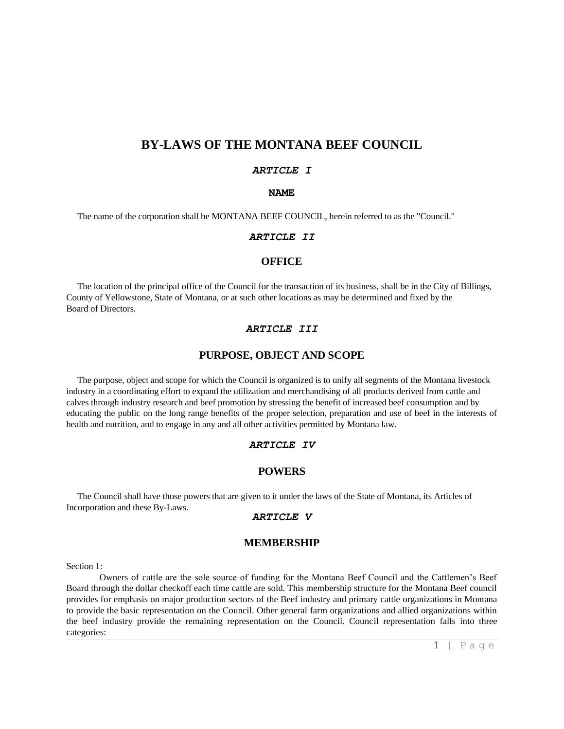# BY-LAWS OF THE MONTANA BEEF COUNCIL

## *ARTICLE I*

## NAME

The name of the corporation shall be MONTANA BEEF COUNCIL, herein referred to as the "Council."

## *ARTICLE II*

## OFFICE

The location of the principal office of the Council for the transaction of its business, shall be in the City of Billings, County of Yellowstone, State of Montana, or at such other locations as may be determined and fixed by the Board of Directors.

## *ARTICLE III*

## PURPOSE, OBJECT AND SCOPE

The purpose, object and scope for which the Council is organized is to unify all segments of the Montana livestock industry in a coordinating effort to expand the utilization and merchandising of all products derived from cattle and calves through industry research and beef promotion by stressing the benefit of increased beef consumption and by educating the public on the long range benefits of the proper selection, preparation and use of beef in the interests of health and nutrition, and to engage in any and all other activities permitted by Montana law.

## *ARTICLE IV*

## POWERS

The Council shall have those powers that are given to it under the laws of the State of Montana, its Articles of Incorporation and these By-Laws.

## *ARTICLE V*

## MEMBERSHIP

Section 1:

Owners of cattle are the sole source of funding for the Montana Beef Council and the Cattlemen's Beef Board through the dollar checkoff each time cattle are sold. This membership structure for the Montana Beef council provides for emphasis on major production sectors of the Beef industry and primary cattle organizations in Montana to provide the basic representation on the Council. Other general farm organizations and allied organizations within the beef industry provide the remaining representation on the Council. Council representation falls into three categories: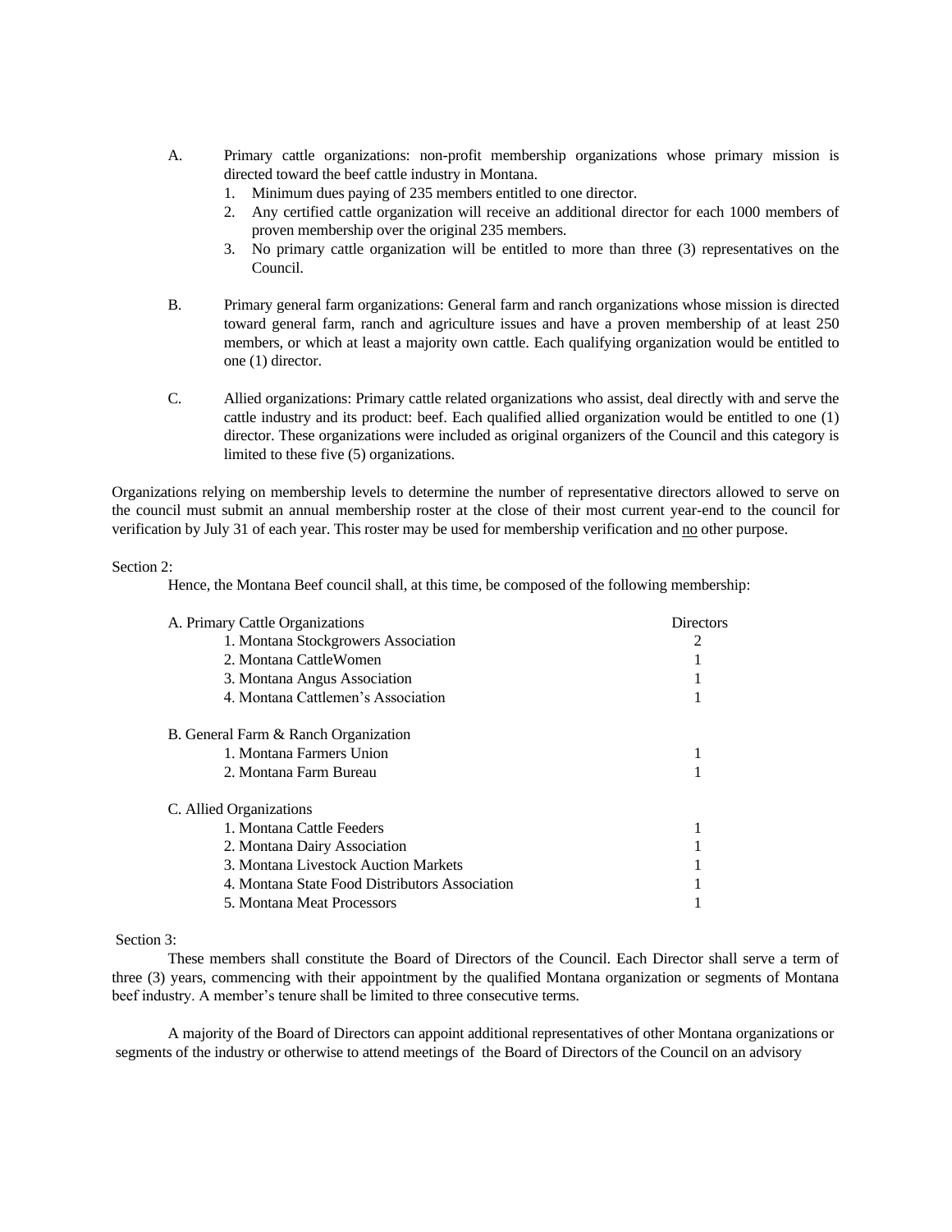A. Primary cattle organizations: non-profit membership organizations whose primary mission is directed toward the beef cattle industry in Montana.
   1. Minimum dues paying of 235 members entitled to one director.
   2. Any certified cattle organization will receive an additional director for each 1000 members of proven membership over the original 235 members.
   3. No primary cattle organization will be entitled to more than three (3) representatives on the Council.

B. Primary general farm organizations: General farm and ranch organizations whose mission is directed toward general farm, ranch and agriculture issues and have a proven membership of at least 250 members, or which at least a majority own cattle. Each qualifying organization would be entitled to one (1) director.

C. Allied organizations: Primary cattle related organizations who assist, deal directly with and serve the cattle industry and its product: beef. Each qualified allied organization would be entitled to one (1) director. These organizations were included as original organizers of the Council and this category is limited to these five (5) organizations.

Organizations relying on membership levels to determine the number of representative directors allowed to serve on the council must submit an annual membership roster at the close of their most current year-end to the council for verification by July 31 of each year. This roster may be used for membership verification and no other purpose.

Section 2:

Hence, the Montana Beef council shall, at this time, be composed of the following membership:

| | Directors |
|---|---|
| A. Primary Cattle Organizations | |
| 1. Montana Stockgrowers Association | 2 |
| 2. Montana CattleWomen | 1 |
| 3. Montana Angus Association | 1 |
| 4. Montana Cattlemen's Association | 1 |
| B. General Farm & Ranch Organization | |
| 1. Montana Farmers Union | 1 |
| 2. Montana Farm Bureau | 1 |
| C. Allied Organizations | |
| 1. Montana Cattle Feeders | 1 |
| 2. Montana Dairy Association | 1 |
| 3. Montana Livestock Auction Markets | 1 |
| 4. Montana State Food Distributors Association | 1 |
| 5. Montana Meat Processors | 1 |

Section 3:

These members shall constitute the Board of Directors of the Council. Each Director shall serve a term of three (3) years, commencing with their appointment by the qualified Montana organization or segments of Montana beef industry. A member's tenure shall be limited to three consecutive terms.

A majority of the Board of Directors can appoint additional representatives of other Montana organizations or segments of the industry or otherwise to attend meetings of the Board of Directors of the Council on an advisory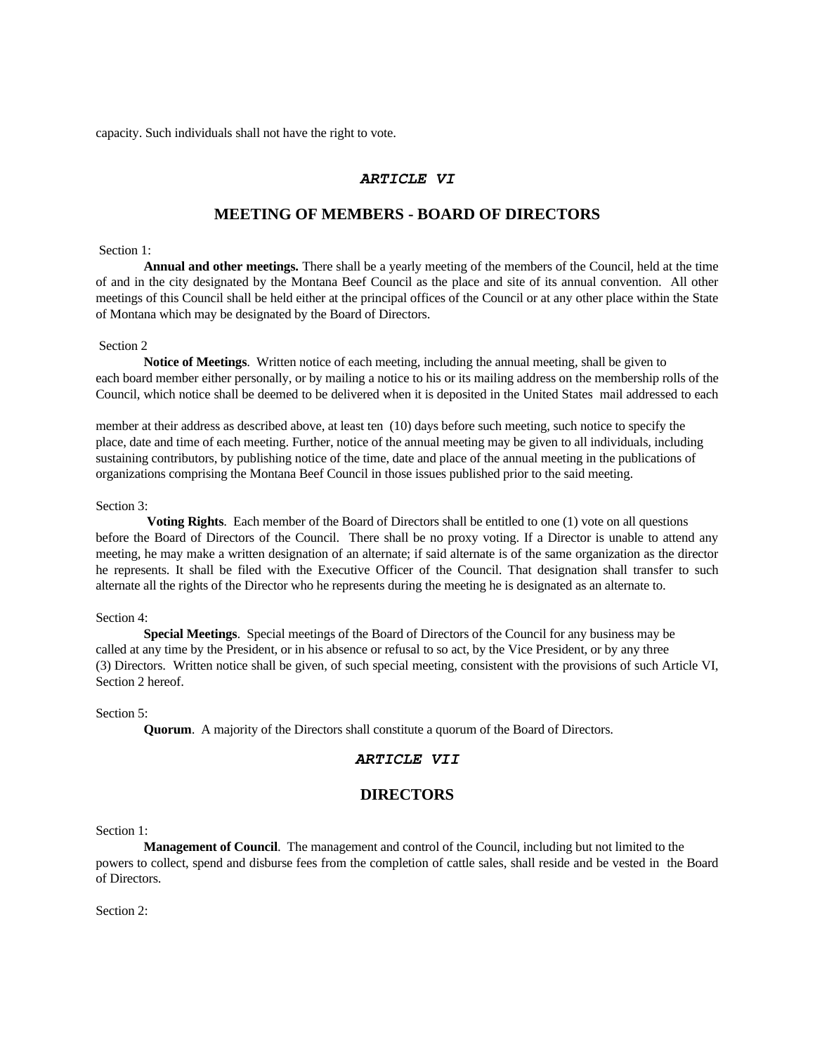capacity. Such individuals shall not have the right to vote.

## *ARTICLE VI*

## MEETING OF MEMBERS - BOARD OF DIRECTORS

Section 1:

**Annual and other meetings.** There shall be a yearly meeting of the members of the Council, held at the time of and in the city designated by the Montana Beef Council as the place and site of its annual convention. All other meetings of this Council shall be held either at the principal offices of the Council or at any other place within the State of Montana which may be designated by the Board of Directors.

Section 2

**Notice of Meetings**. Written notice of each meeting, including the annual meeting, shall be given to each board member either personally, or by mailing a notice to his or its mailing address on the membership rolls of the Council, which notice shall be deemed to be delivered when it is deposited in the United States mail addressed to each member at their address as described above, at least ten (10) days before such meeting, such notice to specify the place, date and time of each meeting. Further, notice of the annual meeting may be given to all individuals, including sustaining contributors, by publishing notice of the time, date and place of the annual meeting in the publications of organizations comprising the Montana Beef Council in those issues published prior to the said meeting.

Section 3:

**Voting Rights**. Each member of the Board of Directors shall be entitled to one (1) vote on all questions before the Board of Directors of the Council. There shall be no proxy voting. If a Director is unable to attend any meeting, he may make a written designation of an alternate; if said alternate is of the same organization as the director he represents. It shall be filed with the Executive Officer of the Council. That designation shall transfer to such alternate all the rights of the Director who he represents during the meeting he is designated as an alternate to.

Section 4:

**Special Meetings**. Special meetings of the Board of Directors of the Council for any business may be called at any time by the President, or in his absence or refusal to so act, by the Vice President, or by any three (3) Directors. Written notice shall be given, of such special meeting, consistent with the provisions of such Article VI, Section 2 hereof.

Section 5:

**Quorum**. A majority of the Directors shall constitute a quorum of the Board of Directors.

## *ARTICLE VII*

## DIRECTORS

Section 1:

**Management of Council**. The management and control of the Council, including but not limited to the powers to collect, spend and disburse fees from the completion of cattle sales, shall reside and be vested in the Board of Directors.

Section 2: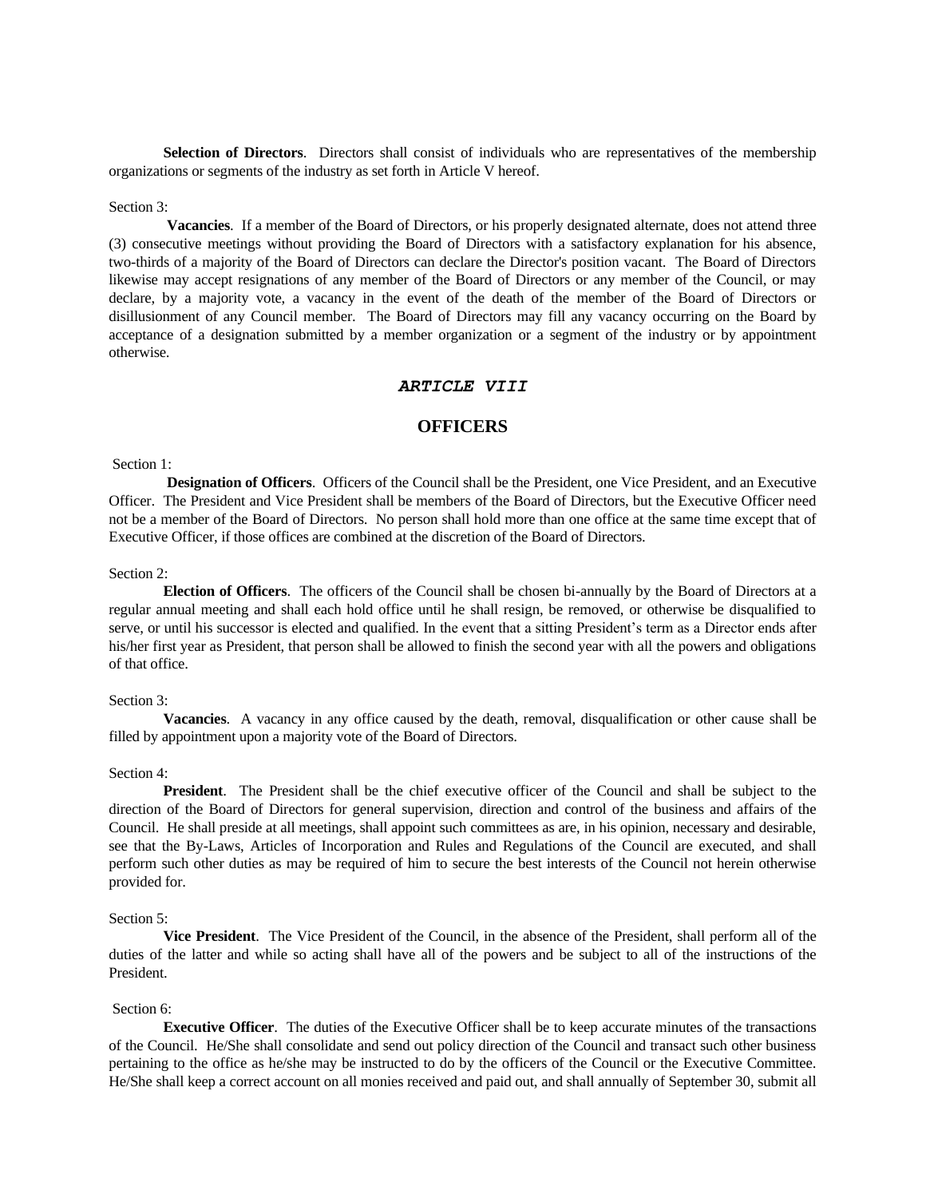**Selection of Directors**. Directors shall consist of individuals who are representatives of the membership organizations or segments of the industry as set forth in Article V hereof.

Section 3:

**Vacancies**. If a member of the Board of Directors, or his properly designated alternate, does not attend three (3) consecutive meetings without providing the Board of Directors with a satisfactory explanation for his absence, two-thirds of a majority of the Board of Directors can declare the Director's position vacant. The Board of Directors likewise may accept resignations of any member of the Board of Directors or any member of the Council, or may declare, by a majority vote, a vacancy in the event of the death of the member of the Board of Directors or disillusionment of any Council member. The Board of Directors may fill any vacancy occurring on the Board by acceptance of a designation submitted by a member organization or a segment of the industry or by appointment otherwise.

## *ARTICLE VIII*

## OFFICERS

Section 1:

**Designation of Officers**. Officers of the Council shall be the President, one Vice President, and an Executive Officer. The President and Vice President shall be members of the Board of Directors, but the Executive Officer need not be a member of the Board of Directors. No person shall hold more than one office at the same time except that of Executive Officer, if those offices are combined at the discretion of the Board of Directors.

Section 2:

**Election of Officers**. The officers of the Council shall be chosen bi-annually by the Board of Directors at a regular annual meeting and shall each hold office until he shall resign, be removed, or otherwise be disqualified to serve, or until his successor is elected and qualified. In the event that a sitting President's term as a Director ends after his/her first year as President, that person shall be allowed to finish the second year with all the powers and obligations of that office.

Section 3:

**Vacancies**. A vacancy in any office caused by the death, removal, disqualification or other cause shall be filled by appointment upon a majority vote of the Board of Directors.

Section 4:

**President**. The President shall be the chief executive officer of the Council and shall be subject to the direction of the Board of Directors for general supervision, direction and control of the business and affairs of the Council. He shall preside at all meetings, shall appoint such committees as are, in his opinion, necessary and desirable, see that the By-Laws, Articles of Incorporation and Rules and Regulations of the Council are executed, and shall perform such other duties as may be required of him to secure the best interests of the Council not herein otherwise provided for.

Section 5:

**Vice President**. The Vice President of the Council, in the absence of the President, shall perform all of the duties of the latter and while so acting shall have all of the powers and be subject to all of the instructions of the President.

Section 6:

**Executive Officer**. The duties of the Executive Officer shall be to keep accurate minutes of the transactions of the Council. He/She shall consolidate and send out policy direction of the Council and transact such other business pertaining to the office as he/she may be instructed to do by the officers of the Council or the Executive Committee. He/She shall keep a correct account on all monies received and paid out, and shall annually of September 30, submit all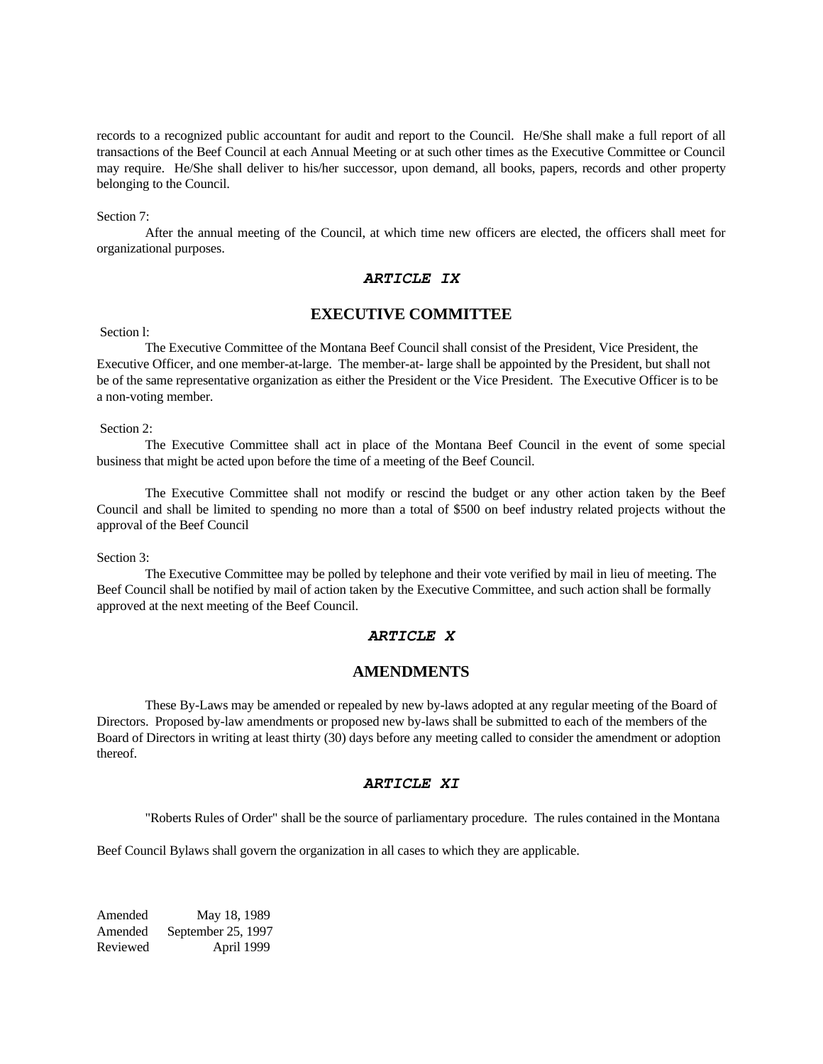records to a recognized public accountant for audit and report to the Council. He/She shall make a full report of all transactions of the Beef Council at each Annual Meeting or at such other times as the Executive Committee or Council may require. He/She shall deliver to his/her successor, upon demand, all books, papers, records and other property belonging to the Council.

Section 7:

After the annual meeting of the Council, at which time new officers are elected, the officers shall meet for organizational purposes.

## *ARTICLE IX*

## EXECUTIVE COMMITTEE

Section l:

The Executive Committee of the Montana Beef Council shall consist of the President, Vice President, the Executive Officer, and one member-at-large. The member-at- large shall be appointed by the President, but shall not be of the same representative organization as either the President or the Vice President. The Executive Officer is to be a non-voting member.

Section 2:

The Executive Committee shall act in place of the Montana Beef Council in the event of some special business that might be acted upon before the time of a meeting of the Beef Council.

The Executive Committee shall not modify or rescind the budget or any other action taken by the Beef Council and shall be limited to spending no more than a total of $500 on beef industry related projects without the approval of the Beef Council

Section 3:

The Executive Committee may be polled by telephone and their vote verified by mail in lieu of meeting. The Beef Council shall be notified by mail of action taken by the Executive Committee, and such action shall be formally approved at the next meeting of the Beef Council.

## *ARTICLE X*

## AMENDMENTS

These By-Laws may be amended or repealed by new by-laws adopted at any regular meeting of the Board of Directors. Proposed by-law amendments or proposed new by-laws shall be submitted to each of the members of the Board of Directors in writing at least thirty (30) days before any meeting called to consider the amendment or adoption thereof.

## *ARTICLE XI*

"Roberts Rules of Order" shall be the source of parliamentary procedure. The rules contained in the Montana Beef Council Bylaws shall govern the organization in all cases to which they are applicable.

Amended May 18, 1989
Amended September 25, 1997
Reviewed April 1999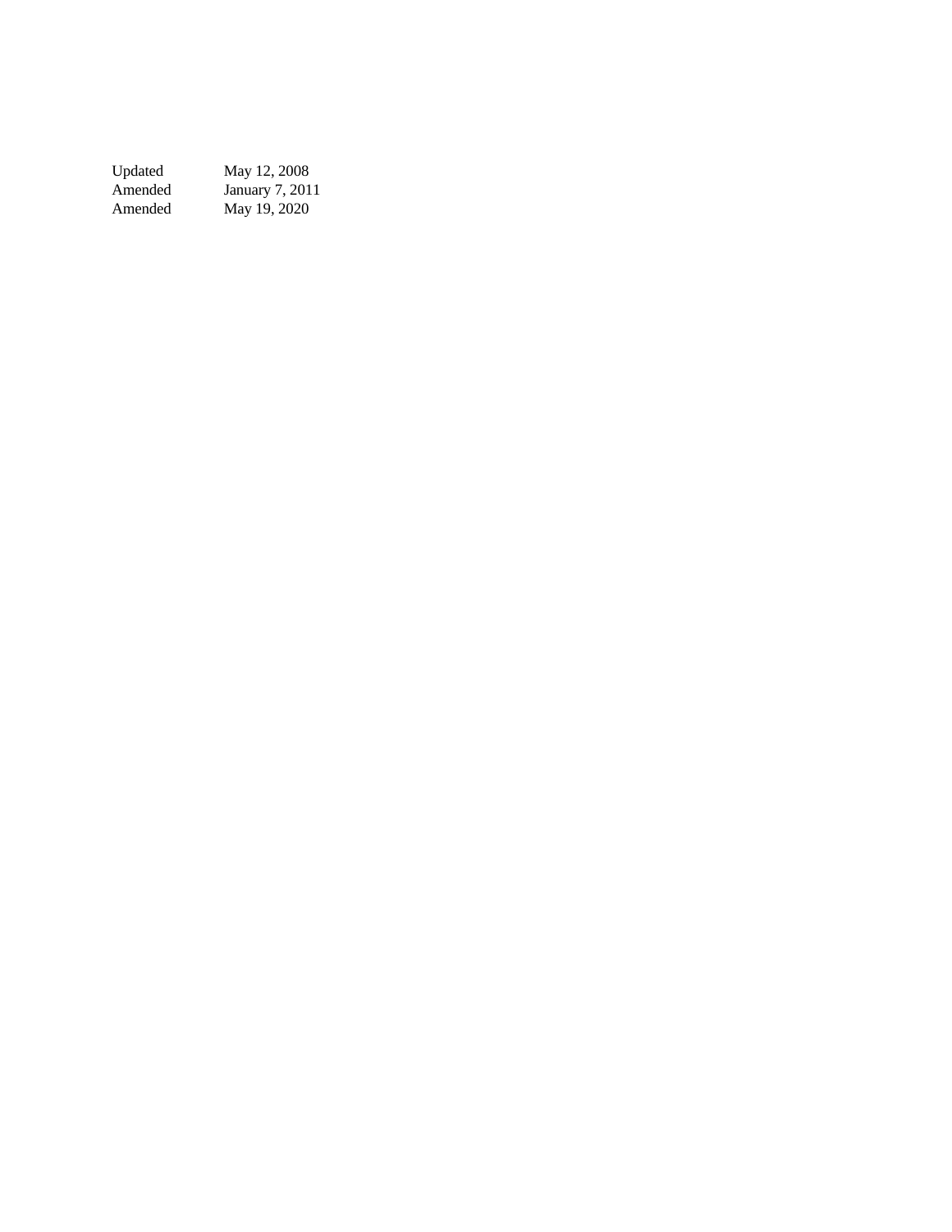| | |
|---|---|
| Updated | May 12, 2008 |
| Amended | January 7, 2011 |
| Amended | May 19, 2020 |